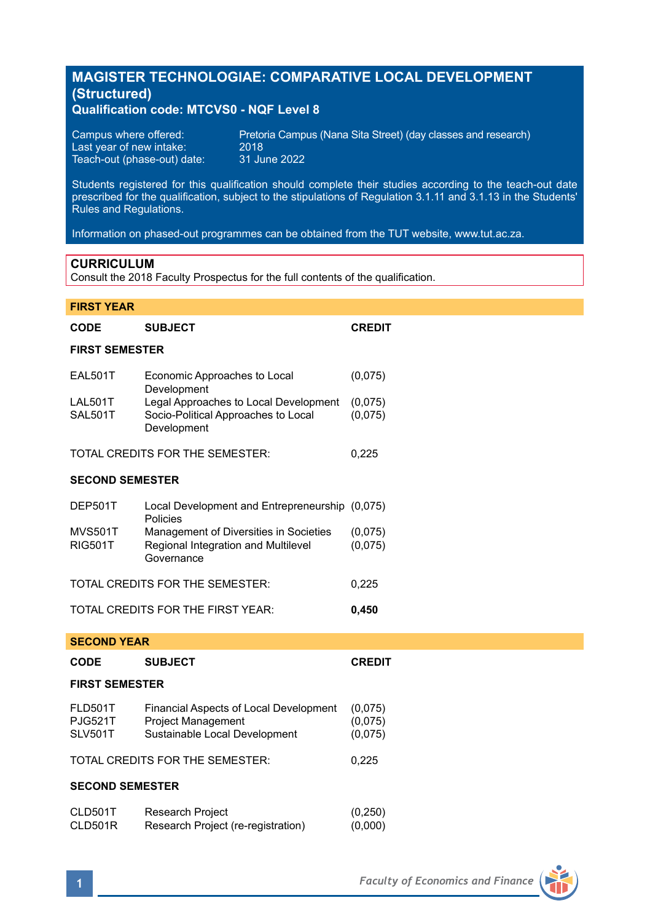# MAGISTER TECHNOLOGIAE: COMPARATIVE LOCAL DEVELOPMENT (Structured)

**Qualification code: MTCVS0 - NQF Level 8**

Campus where offered: Pretoria Campus (Nana Sita Street) (day classes and research)
Last year of new intake: 2018
Teach-out (phase-out) date: 31 June 2022

Students registered for this qualification should complete their studies according to the teach-out date prescribed for the qualification, subject to the stipulations of Regulation 3.1.11 and 3.1.13 in the Students' Rules and Regulations.

Information on phased-out programmes can be obtained from the TUT website, www.tut.ac.za.

## CURRICULUM

Consult the 2018 Faculty Prospectus for the full contents of the qualification.

## FIRST YEAR

| CODE | SUBJECT | CREDIT |
|---|---|---|
| **FIRST SEMESTER** | | |
| EAL501T | Economic Approaches to Local Development | (0,075) |
| LAL501T | Legal Approaches to Local Development | (0,075) |
| SAL501T | Socio-Political Approaches to Local Development | (0,075) |
| TOTAL CREDITS FOR THE SEMESTER: | | 0,225 |
| **SECOND SEMESTER** | | |
| DEP501T | Local Development and Entrepreneurship Policies | (0,075) |
| MVS501T | Management of Diversities in Societies | (0,075) |
| RIG501T | Regional Integration and Multilevel Governance | (0,075) |
| TOTAL CREDITS FOR THE SEMESTER: | | 0,225 |
| TOTAL CREDITS FOR THE FIRST YEAR: | | **0,450** |

## SECOND YEAR

| CODE | SUBJECT | CREDIT |
|---|---|---|
| **FIRST SEMESTER** | | |
| FLD501T | Financial Aspects of Local Development | (0,075) |
| PJG521T | Project Management | (0,075) |
| SLV501T | Sustainable Local Development | (0,075) |
| TOTAL CREDITS FOR THE SEMESTER: | | 0,225 |
| **SECOND SEMESTER** | | |
| CLD501T | Research Project | (0,250) |
| CLD501R | Research Project (re-registration) | (0,000) |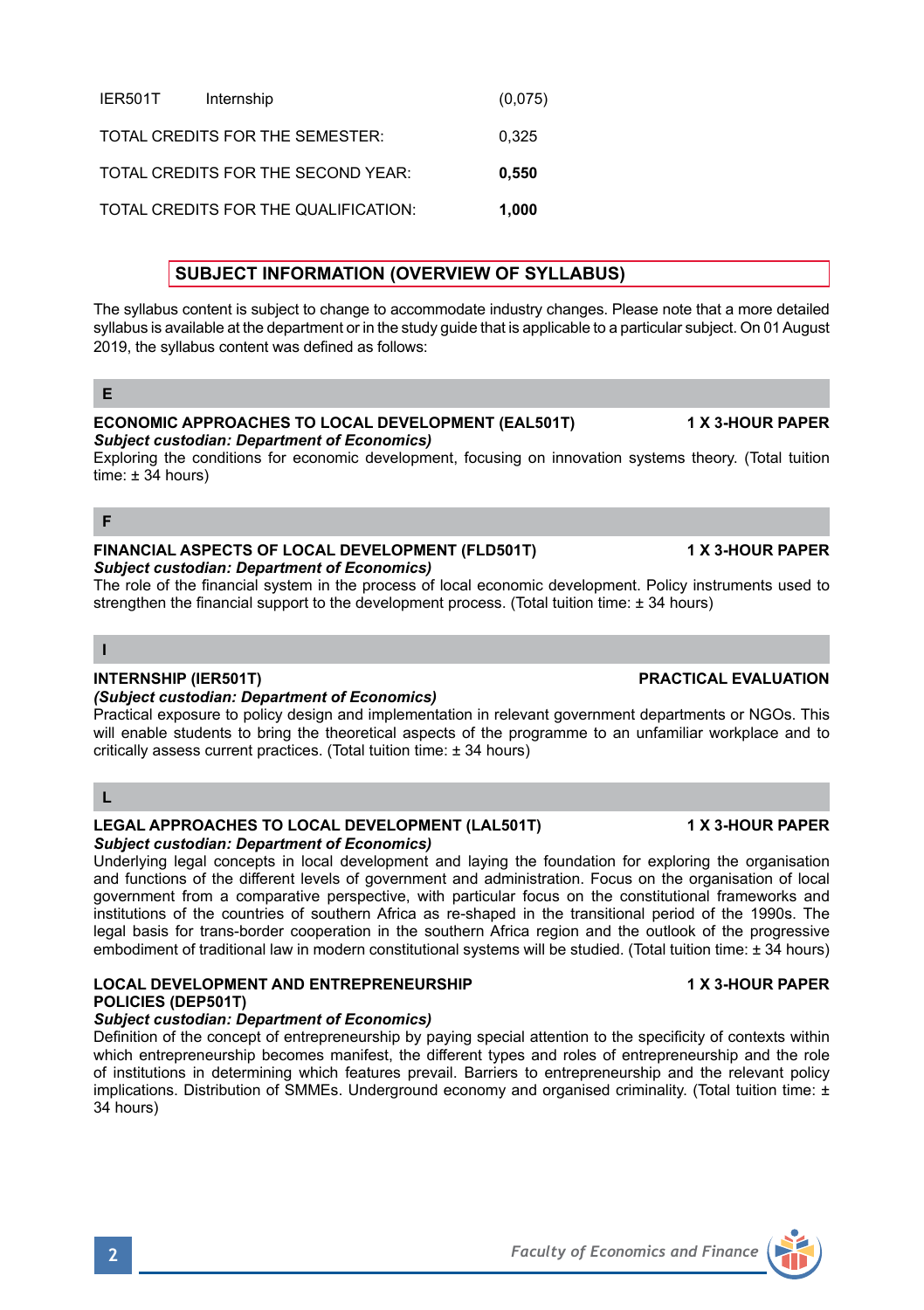| | | |
|---|---|---|
| IER501T | Internship | (0,075) |
| TOTAL CREDITS FOR THE SEMESTER: | | 0,325 |
| TOTAL CREDITS FOR THE SECOND YEAR: | | **0,550** |
| TOTAL CREDITS FOR THE QUALIFICATION: | | **1,000** |

## SUBJECT INFORMATION (OVERVIEW OF SYLLABUS)

The syllabus content is subject to change to accommodate industry changes. Please note that a more detailed syllabus is available at the department or in the study guide that is applicable to a particular subject. On 01 August 2019, the syllabus content was defined as follows:

### E

**ECONOMIC APPROACHES TO LOCAL DEVELOPMENT (EAL501T)** **1 X 3-HOUR PAPER**
***Subject custodian: Department of Economics)***
Exploring the conditions for economic development, focusing on innovation systems theory. (Total tuition time: ± 34 hours)

### F

**FINANCIAL ASPECTS OF LOCAL DEVELOPMENT (FLD501T)** **1 X 3-HOUR PAPER**
***Subject custodian: Department of Economics)***
The role of the financial system in the process of local economic development. Policy instruments used to strengthen the financial support to the development process. (Total tuition time: ± 34 hours)

### I

**INTERNSHIP (IER501T)** **PRACTICAL EVALUATION**
***(Subject custodian: Department of Economics)***
Practical exposure to policy design and implementation in relevant government departments or NGOs. This will enable students to bring the theoretical aspects of the programme to an unfamiliar workplace and to critically assess current practices. (Total tuition time: ± 34 hours)

### L

**LEGAL APPROACHES TO LOCAL DEVELOPMENT (LAL501T)** **1 X 3-HOUR PAPER**
***Subject custodian: Department of Economics)***
Underlying legal concepts in local development and laying the foundation for exploring the organisation and functions of the different levels of government and administration. Focus on the organisation of local government from a comparative perspective, with particular focus on the constitutional frameworks and institutions of the countries of southern Africa as re-shaped in the transitional period of the 1990s. The legal basis for trans-border cooperation in the southern Africa region and the outlook of the progressive embodiment of traditional law in modern constitutional systems will be studied. (Total tuition time: ± 34 hours)

**LOCAL DEVELOPMENT AND ENTREPRENEURSHIP POLICIES (DEP501T)** **1 X 3-HOUR PAPER**
***Subject custodian: Department of Economics)***
Definition of the concept of entrepreneurship by paying special attention to the specificity of contexts within which entrepreneurship becomes manifest, the different types and roles of entrepreneurship and the role of institutions in determining which features prevail. Barriers to entrepreneurship and the relevant policy implications. Distribution of SMMEs. Underground economy and organised criminality. (Total tuition time: ± 34 hours)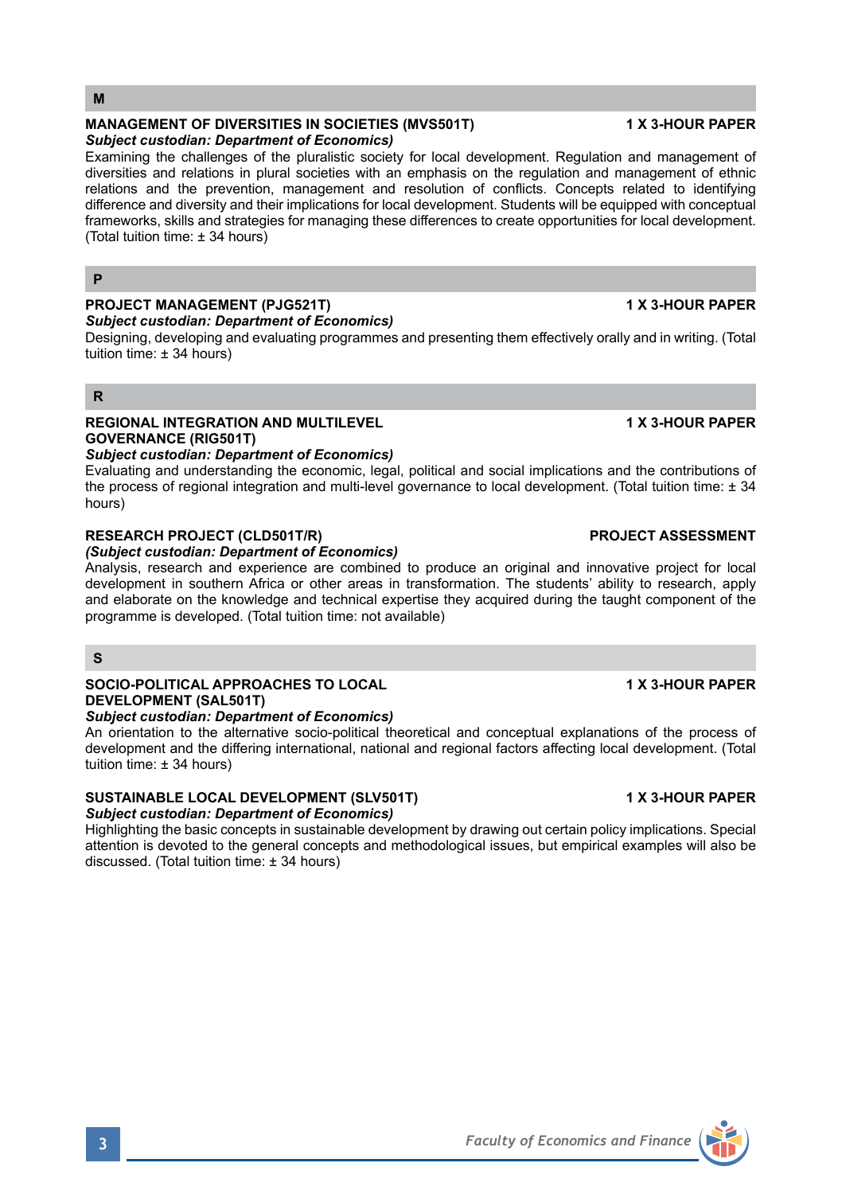## M

### MANAGEMENT OF DIVERSITIES IN SOCIETIES (MVS501T) — 1 X 3-HOUR PAPER

***Subject custodian: Department of Economics)***

Examining the challenges of the pluralistic society for local development. Regulation and management of diversities and relations in plural societies with an emphasis on the regulation and management of ethnic relations and the prevention, management and resolution of conflicts. Concepts related to identifying difference and diversity and their implications for local development. Students will be equipped with conceptual frameworks, skills and strategies for managing these differences to create opportunities for local development. (Total tuition time: ± 34 hours)

## P

### PROJECT MANAGEMENT (PJG521T) — 1 X 3-HOUR PAPER

***Subject custodian: Department of Economics)***

Designing, developing and evaluating programmes and presenting them effectively orally and in writing. (Total tuition time: ± 34 hours)

## R

### REGIONAL INTEGRATION AND MULTILEVEL GOVERNANCE (RIG501T) — 1 X 3-HOUR PAPER

***Subject custodian: Department of Economics)***

Evaluating and understanding the economic, legal, political and social implications and the contributions of the process of regional integration and multi-level governance to local development. (Total tuition time: ± 34 hours)

### RESEARCH PROJECT (CLD501T/R) — PROJECT ASSESSMENT

***(Subject custodian: Department of Economics)***

Analysis, research and experience are combined to produce an original and innovative project for local development in southern Africa or other areas in transformation. The students' ability to research, apply and elaborate on the knowledge and technical expertise they acquired during the taught component of the programme is developed. (Total tuition time: not available)

## S

### SOCIO-POLITICAL APPROACHES TO LOCAL DEVELOPMENT (SAL501T) — 1 X 3-HOUR PAPER

***Subject custodian: Department of Economics)***

An orientation to the alternative socio-political theoretical and conceptual explanations of the process of development and the differing international, national and regional factors affecting local development. (Total tuition time: ± 34 hours)

### SUSTAINABLE LOCAL DEVELOPMENT (SLV501T) — 1 X 3-HOUR PAPER

***Subject custodian: Department of Economics)***

Highlighting the basic concepts in sustainable development by drawing out certain policy implications. Special attention is devoted to the general concepts and methodological issues, but empirical examples will also be discussed. (Total tuition time: ± 34 hours)